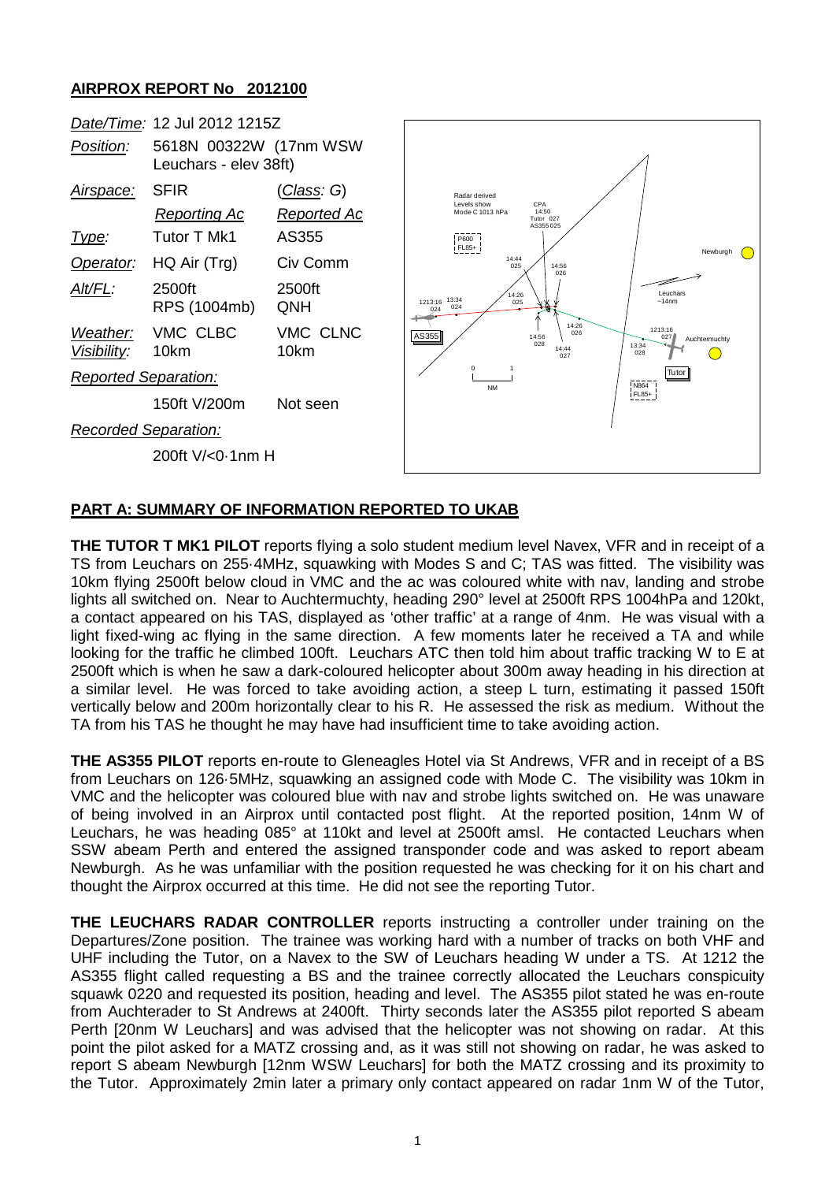## AIRPROX REPORT No 2012100

| | | |
|---|---|---|
| *Date/Time:* | 12 Jul 2012 1215Z | |
| *Position:* | 5618N 00322W (17nm WSW Leuchars - elev 38ft) | |
| *Airspace:* | SFIR | (*Class: G*) |
| | *Reporting Ac* | *Reported Ac* |
| *Type:* | Tutor T Mk1 | AS355 |
| *Operator:* | HQ Air (Trg) | Civ Comm |
| *Alt/FL:* | 2500ft RPS (1004mb) | 2500ft QNH |
| *Weather:* | VMC CLBC | VMC CLNC |
| *Visibility:* | 10km | 10km |
| *Reported Separation:* | | |
| | 150ft V/200m | Not seen |
| *Recorded Separation:* | | |
| | 200ft V/<0·1nm H | |

## PART A: SUMMARY OF INFORMATION REPORTED TO UKAB

**THE TUTOR T MK1 PILOT** reports flying a solo student medium level Navex, VFR and in receipt of a TS from Leuchars on 255·4MHz, squawking with Modes S and C; TAS was fitted. The visibility was 10km flying 2500ft below cloud in VMC and the ac was coloured white with nav, landing and strobe lights all switched on. Near to Auchtermuchty, heading 290° level at 2500ft RPS 1004hPa and 120kt, a contact appeared on his TAS, displayed as 'other traffic' at a range of 4nm. He was visual with a light fixed-wing ac flying in the same direction. A few moments later he received a TA and while looking for the traffic he climbed 100ft. Leuchars ATC then told him about traffic tracking W to E at 2500ft which is when he saw a dark-coloured helicopter about 300m away heading in his direction at a similar level. He was forced to take avoiding action, a steep L turn, estimating it passed 150ft vertically below and 200m horizontally clear to his R. He assessed the risk as medium. Without the TA from his TAS he thought he may have had insufficient time to take avoiding action.

**THE AS355 PILOT** reports en-route to Gleneagles Hotel via St Andrews, VFR and in receipt of a BS from Leuchars on 126·5MHz, squawking an assigned code with Mode C. The visibility was 10km in VMC and the helicopter was coloured blue with nav and strobe lights switched on. He was unaware of being involved in an Airprox until contacted post flight. At the reported position, 14nm W of Leuchars, he was heading 085° at 110kt and level at 2500ft amsl. He contacted Leuchars when SSW abeam Perth and entered the assigned transponder code and was asked to report abeam Newburgh. As he was unfamiliar with the position requested he was checking for it on his chart and thought the Airprox occurred at this time. He did not see the reporting Tutor.

**THE LEUCHARS RADAR CONTROLLER** reports instructing a controller under training on the Departures/Zone position. The trainee was working hard with a number of tracks on both VHF and UHF including the Tutor, on a Navex to the SW of Leuchars heading W under a TS. At 1212 the AS355 flight called requesting a BS and the trainee correctly allocated the Leuchars conspicuity squawk 0220 and requested its position, heading and level. The AS355 pilot stated he was en-route from Auchterader to St Andrews at 2400ft. Thirty seconds later the AS355 pilot reported S abeam Perth [20nm W Leuchars] and was advised that the helicopter was not showing on radar. At this point the pilot asked for a MATZ crossing and, as it was still not showing on radar, he was asked to report S abeam Newburgh [12nm WSW Leuchars] for both the MATZ crossing and its proximity to the Tutor. Approximately 2min later a primary only contact appeared on radar 1nm W of the Tutor,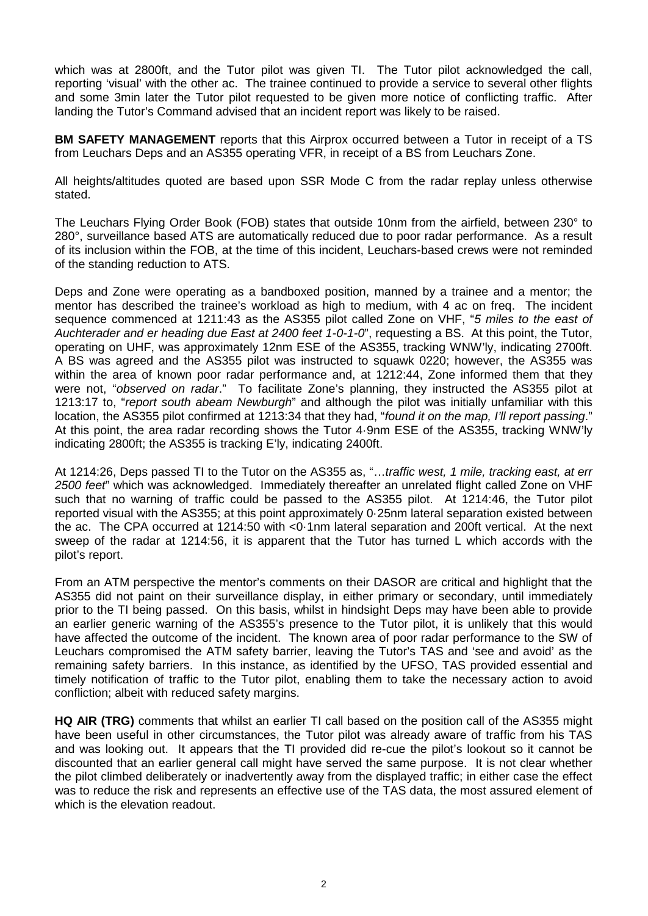which was at 2800ft, and the Tutor pilot was given TI. The Tutor pilot acknowledged the call, reporting 'visual' with the other ac. The trainee continued to provide a service to several other flights and some 3min later the Tutor pilot requested to be given more notice of conflicting traffic. After landing the Tutor's Command advised that an incident report was likely to be raised.

**BM SAFETY MANAGEMENT** reports that this Airprox occurred between a Tutor in receipt of a TS from Leuchars Deps and an AS355 operating VFR, in receipt of a BS from Leuchars Zone.

All heights/altitudes quoted are based upon SSR Mode C from the radar replay unless otherwise stated.

The Leuchars Flying Order Book (FOB) states that outside 10nm from the airfield, between 230° to 280°, surveillance based ATS are automatically reduced due to poor radar performance. As a result of its inclusion within the FOB, at the time of this incident, Leuchars-based crews were not reminded of the standing reduction to ATS.

Deps and Zone were operating as a bandboxed position, manned by a trainee and a mentor; the mentor has described the trainee's workload as high to medium, with 4 ac on freq. The incident sequence commenced at 1211:43 as the AS355 pilot called Zone on VHF, "*5 miles to the east of Auchterader and er heading due East at 2400 feet 1-0-1-0*", requesting a BS. At this point, the Tutor, operating on UHF, was approximately 12nm ESE of the AS355, tracking WNW'ly, indicating 2700ft. A BS was agreed and the AS355 pilot was instructed to squawk 0220; however, the AS355 was within the area of known poor radar performance and, at 1212:44, Zone informed them that they were not, "*observed on radar*." To facilitate Zone's planning, they instructed the AS355 pilot at 1213:17 to, "*report south abeam Newburgh*" and although the pilot was initially unfamiliar with this location, the AS355 pilot confirmed at 1213:34 that they had, "*found it on the map, I'll report passing*." At this point, the area radar recording shows the Tutor 4·9nm ESE of the AS355, tracking WNW'ly indicating 2800ft; the AS355 is tracking E'ly, indicating 2400ft.

At 1214:26, Deps passed TI to the Tutor on the AS355 as, "*…traffic west, 1 mile, tracking east, at err 2500 feet*" which was acknowledged. Immediately thereafter an unrelated flight called Zone on VHF such that no warning of traffic could be passed to the AS355 pilot. At 1214:46, the Tutor pilot reported visual with the AS355; at this point approximately 0·25nm lateral separation existed between the ac. The CPA occurred at 1214:50 with <0·1nm lateral separation and 200ft vertical. At the next sweep of the radar at 1214:56, it is apparent that the Tutor has turned L which accords with the pilot's report.

From an ATM perspective the mentor's comments on their DASOR are critical and highlight that the AS355 did not paint on their surveillance display, in either primary or secondary, until immediately prior to the TI being passed. On this basis, whilst in hindsight Deps may have been able to provide an earlier generic warning of the AS355's presence to the Tutor pilot, it is unlikely that this would have affected the outcome of the incident. The known area of poor radar performance to the SW of Leuchars compromised the ATM safety barrier, leaving the Tutor's TAS and 'see and avoid' as the remaining safety barriers. In this instance, as identified by the UFSO, TAS provided essential and timely notification of traffic to the Tutor pilot, enabling them to take the necessary action to avoid confliction; albeit with reduced safety margins.

**HQ AIR (TRG)** comments that whilst an earlier TI call based on the position call of the AS355 might have been useful in other circumstances, the Tutor pilot was already aware of traffic from his TAS and was looking out. It appears that the TI provided did re-cue the pilot's lookout so it cannot be discounted that an earlier general call might have served the same purpose. It is not clear whether the pilot climbed deliberately or inadvertently away from the displayed traffic; in either case the effect was to reduce the risk and represents an effective use of the TAS data, the most assured element of which is the elevation readout.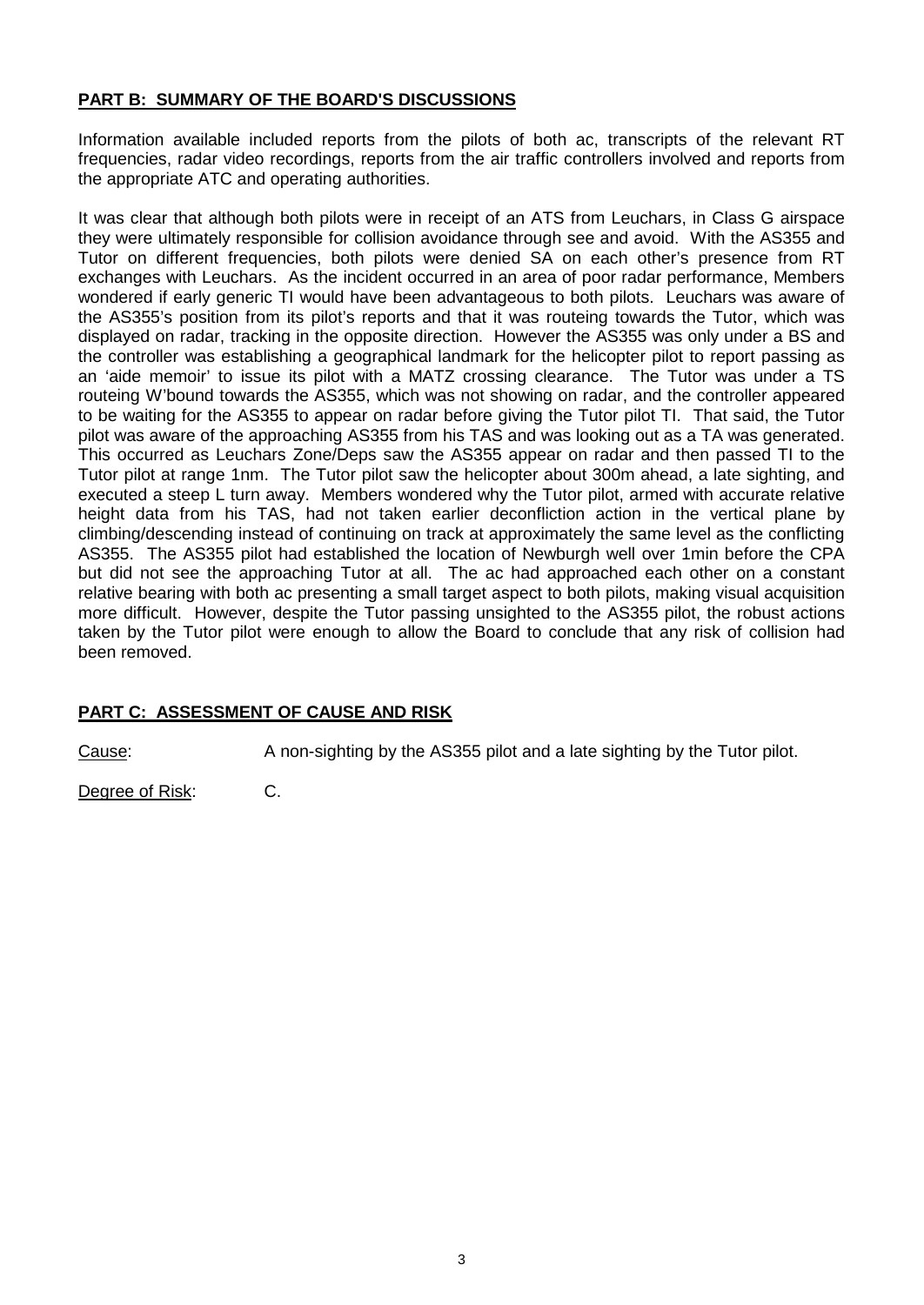## PART B: SUMMARY OF THE BOARD'S DISCUSSIONS

Information available included reports from the pilots of both ac, transcripts of the relevant RT frequencies, radar video recordings, reports from the air traffic controllers involved and reports from the appropriate ATC and operating authorities.

It was clear that although both pilots were in receipt of an ATS from Leuchars, in Class G airspace they were ultimately responsible for collision avoidance through see and avoid. With the AS355 and Tutor on different frequencies, both pilots were denied SA on each other's presence from RT exchanges with Leuchars. As the incident occurred in an area of poor radar performance, Members wondered if early generic TI would have been advantageous to both pilots. Leuchars was aware of the AS355's position from its pilot's reports and that it was routeing towards the Tutor, which was displayed on radar, tracking in the opposite direction. However the AS355 was only under a BS and the controller was establishing a geographical landmark for the helicopter pilot to report passing as an 'aide memoir' to issue its pilot with a MATZ crossing clearance. The Tutor was under a TS routeing W'bound towards the AS355, which was not showing on radar, and the controller appeared to be waiting for the AS355 to appear on radar before giving the Tutor pilot TI. That said, the Tutor pilot was aware of the approaching AS355 from his TAS and was looking out as a TA was generated. This occurred as Leuchars Zone/Deps saw the AS355 appear on radar and then passed TI to the Tutor pilot at range 1nm. The Tutor pilot saw the helicopter about 300m ahead, a late sighting, and executed a steep L turn away. Members wondered why the Tutor pilot, armed with accurate relative height data from his TAS, had not taken earlier deconfliction action in the vertical plane by climbing/descending instead of continuing on track at approximately the same level as the conflicting AS355. The AS355 pilot had established the location of Newburgh well over 1min before the CPA but did not see the approaching Tutor at all. The ac had approached each other on a constant relative bearing with both ac presenting a small target aspect to both pilots, making visual acquisition more difficult. However, despite the Tutor passing unsighted to the AS355 pilot, the robust actions taken by the Tutor pilot were enough to allow the Board to conclude that any risk of collision had been removed.

## PART C: ASSESSMENT OF CAUSE AND RISK

Cause: A non-sighting by the AS355 pilot and a late sighting by the Tutor pilot.

Degree of Risk: C.